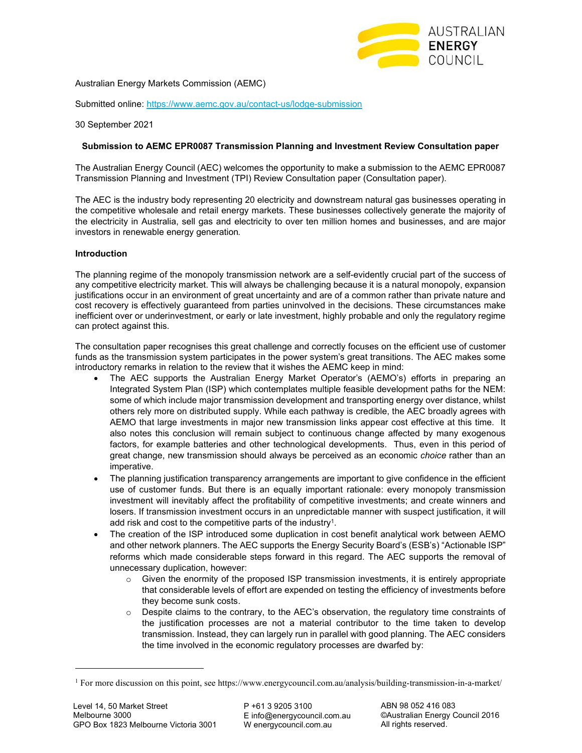Australian Energy Markets Commission (AEMC)

Submitted online: https://www.aemc.gov.au/contact-us/lodge-submission

30 September 2021

**Submission to AEMC EPR0087 Transmission Planning and Investment Review Consultation paper**

The Australian Energy Council (AEC) welcomes the opportunity to make a submission to the AEMC EPR0087 Transmission Planning and Investment (TPI) Review Consultation paper (Consultation paper).

The AEC is the industry body representing 20 electricity and downstream natural gas businesses operating in the competitive wholesale and retail energy markets. These businesses collectively generate the majority of the electricity in Australia, sell gas and electricity to over ten million homes and businesses, and are major investors in renewable energy generation.

**Introduction**

The planning regime of the monopoly transmission network are a self-evidently crucial part of the success of any competitive electricity market. This will always be challenging because it is a natural monopoly, expansion justifications occur in an environment of great uncertainty and are of a common rather than private nature and cost recovery is effectively guaranteed from parties uninvolved in the decisions. These circumstances make inefficient over or underinvestment, or early or late investment, highly probable and only the regulatory regime can protect against this.

The consultation paper recognises this great challenge and correctly focuses on the efficient use of customer funds as the transmission system participates in the power system's great transitions. The AEC makes some introductory remarks in relation to the review that it wishes the AEMC keep in mind:

- The AEC supports the Australian Energy Market Operator's (AEMO's) efforts in preparing an Integrated System Plan (ISP) which contemplates multiple feasible development paths for the NEM: some of which include major transmission development and transporting energy over distance, whilst others rely more on distributed supply. While each pathway is credible, the AEC broadly agrees with AEMO that large investments in major new transmission links appear cost effective at this time. It also notes this conclusion will remain subject to continuous change affected by many exogenous factors, for example batteries and other technological developments. Thus, even in this period of great change, new transmission should always be perceived as an economic *choice* rather than an imperative.
- The planning justification transparency arrangements are important to give confidence in the efficient use of customer funds. But there is an equally important rationale: every monopoly transmission investment will inevitably affect the profitability of competitive investments; and create winners and losers. If transmission investment occurs in an unpredictable manner with suspect justification, it will add risk and cost to the competitive parts of the industry[1].
- The creation of the ISP introduced some duplication in cost benefit analytical work between AEMO and other network planners. The AEC supports the Energy Security Board's (ESB's) "Actionable ISP" reforms which made considerable steps forward in this regard. The AEC supports the removal of unnecessary duplication, however:
  - Given the enormity of the proposed ISP transmission investments, it is entirely appropriate that considerable levels of effort are expended on testing the efficiency of investments before they become sunk costs.
  - Despite claims to the contrary, to the AEC's observation, the regulatory time constraints of the justification processes are not a material contributor to the time taken to develop transmission. Instead, they can largely run in parallel with good planning. The AEC considers the time involved in the economic regulatory processes are dwarfed by:

[1] For more discussion on this point, see https://www.energycouncil.com.au/analysis/building-transmission-in-a-market/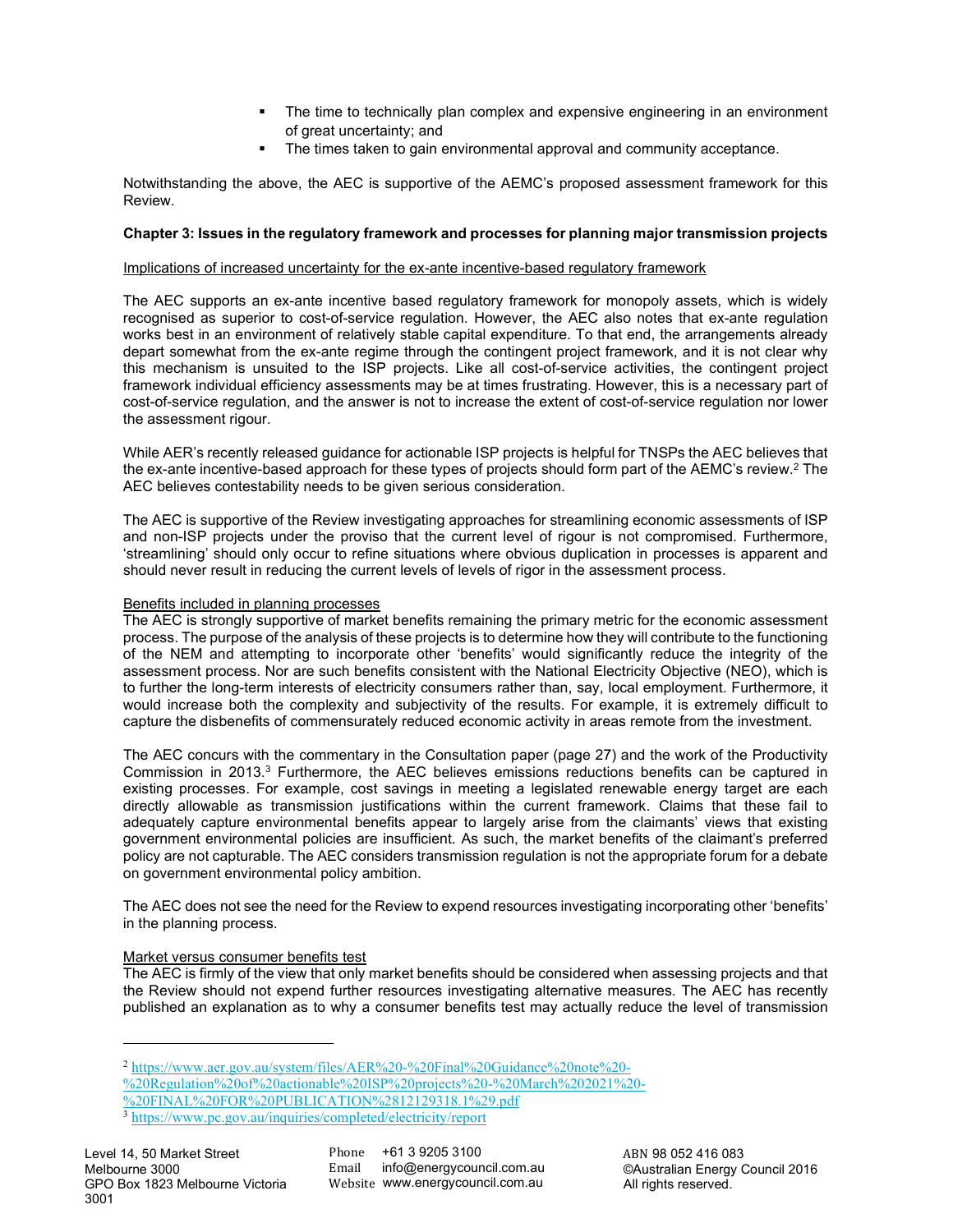- The time to technically plan complex and expensive engineering in an environment of great uncertainty; and
- The times taken to gain environmental approval and community acceptance.

Notwithstanding the above, the AEC is supportive of the AEMC's proposed assessment framework for this Review.

**Chapter 3: Issues in the regulatory framework and processes for planning major transmission projects**

Implications of increased uncertainty for the ex-ante incentive-based regulatory framework

The AEC supports an ex-ante incentive based regulatory framework for monopoly assets, which is widely recognised as superior to cost-of-service regulation. However, the AEC also notes that ex-ante regulation works best in an environment of relatively stable capital expenditure. To that end, the arrangements already depart somewhat from the ex-ante regime through the contingent project framework, and it is not clear why this mechanism is unsuited to the ISP projects. Like all cost-of-service activities, the contingent project framework individual efficiency assessments may be at times frustrating. However, this is a necessary part of cost-of-service regulation, and the answer is not to increase the extent of cost-of-service regulation nor lower the assessment rigour.

While AER's recently released guidance for actionable ISP projects is helpful for TNSPs the AEC believes that the ex-ante incentive-based approach for these types of projects should form part of the AEMC's review.[2] The AEC believes contestability needs to be given serious consideration.

The AEC is supportive of the Review investigating approaches for streamlining economic assessments of ISP and non-ISP projects under the proviso that the current level of rigour is not compromised. Furthermore, 'streamlining' should only occur to refine situations where obvious duplication in processes is apparent and should never result in reducing the current levels of levels of rigor in the assessment process.

Benefits included in planning processes

The AEC is strongly supportive of market benefits remaining the primary metric for the economic assessment process. The purpose of the analysis of these projects is to determine how they will contribute to the functioning of the NEM and attempting to incorporate other 'benefits' would significantly reduce the integrity of the assessment process. Nor are such benefits consistent with the National Electricity Objective (NEO), which is to further the long-term interests of electricity consumers rather than, say, local employment. Furthermore, it would increase both the complexity and subjectivity of the results. For example, it is extremely difficult to capture the disbenefits of commensurately reduced economic activity in areas remote from the investment.

The AEC concurs with the commentary in the Consultation paper (page 27) and the work of the Productivity Commission in 2013.[3] Furthermore, the AEC believes emissions reductions benefits can be captured in existing processes. For example, cost savings in meeting a legislated renewable energy target are each directly allowable as transmission justifications within the current framework. Claims that these fail to adequately capture environmental benefits appear to largely arise from the claimants' views that existing government environmental policies are insufficient. As such, the market benefits of the claimant's preferred policy are not capturable. The AEC considers transmission regulation is not the appropriate forum for a debate on government environmental policy ambition.

The AEC does not see the need for the Review to expend resources investigating incorporating other 'benefits' in the planning process.

Market versus consumer benefits test

The AEC is firmly of the view that only market benefits should be considered when assessing projects and that the Review should not expend further resources investigating alternative measures. The AEC has recently published an explanation as to why a consumer benefits test may actually reduce the level of transmission

---

[2] https://www.aer.gov.au/system/files/AER%20-%20Final%20Guidance%20note%20-%20Regulation%20of%20actionable%20ISP%20projects%20-%20March%202021%20-%20FINAL%20FOR%20PUBLICATION%2812129318.1%29.pdf

[3] https://www.pc.gov.au/inquiries/completed/electricity/report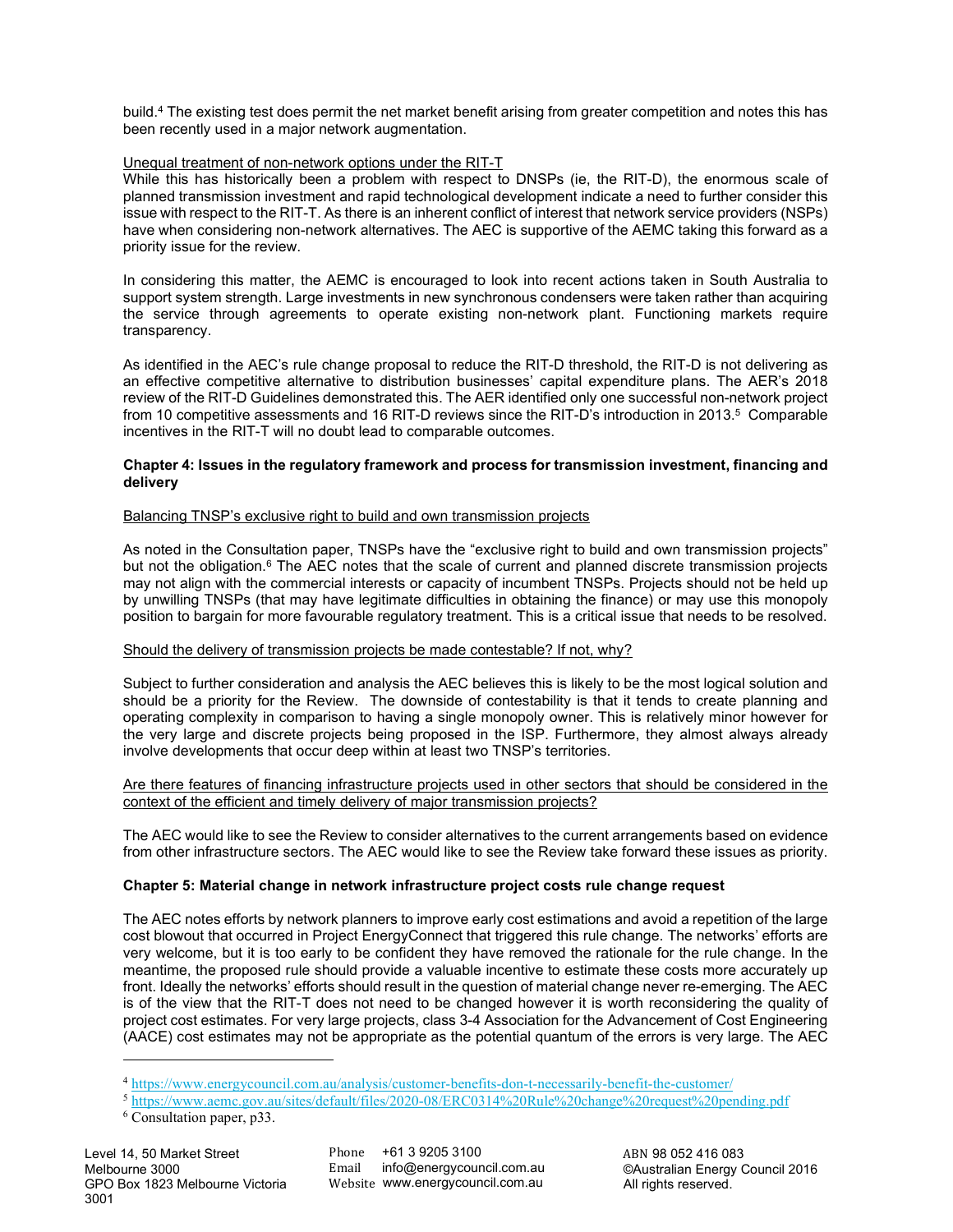build.[4] The existing test does permit the net market benefit arising from greater competition and notes this has been recently used in a major network augmentation.

Unequal treatment of non-network options under the RIT-T

While this has historically been a problem with respect to DNSPs (ie, the RIT-D), the enormous scale of planned transmission investment and rapid technological development indicate a need to further consider this issue with respect to the RIT-T. As there is an inherent conflict of interest that network service providers (NSPs) have when considering non-network alternatives. The AEC is supportive of the AEMC taking this forward as a priority issue for the review.

In considering this matter, the AEMC is encouraged to look into recent actions taken in South Australia to support system strength. Large investments in new synchronous condensers were taken rather than acquiring the service through agreements to operate existing non-network plant. Functioning markets require transparency.

As identified in the AEC's rule change proposal to reduce the RIT-D threshold, the RIT-D is not delivering as an effective competitive alternative to distribution businesses' capital expenditure plans. The AER's 2018 review of the RIT-D Guidelines demonstrated this. The AER identified only one successful non-network project from 10 competitive assessments and 16 RIT-D reviews since the RIT-D's introduction in 2013.[5] Comparable incentives in the RIT-T will no doubt lead to comparable outcomes.

**Chapter 4: Issues in the regulatory framework and process for transmission investment, financing and delivery**

Balancing TNSP's exclusive right to build and own transmission projects

As noted in the Consultation paper, TNSPs have the "exclusive right to build and own transmission projects" but not the obligation.[6] The AEC notes that the scale of current and planned discrete transmission projects may not align with the commercial interests or capacity of incumbent TNSPs. Projects should not be held up by unwilling TNSPs (that may have legitimate difficulties in obtaining the finance) or may use this monopoly position to bargain for more favourable regulatory treatment. This is a critical issue that needs to be resolved.

Should the delivery of transmission projects be made contestable? If not, why?

Subject to further consideration and analysis the AEC believes this is likely to be the most logical solution and should be a priority for the Review. The downside of contestability is that it tends to create planning and operating complexity in comparison to having a single monopoly owner. This is relatively minor however for the very large and discrete projects being proposed in the ISP. Furthermore, they almost always already involve developments that occur deep within at least two TNSP's territories.

Are there features of financing infrastructure projects used in other sectors that should be considered in the context of the efficient and timely delivery of major transmission projects?

The AEC would like to see the Review to consider alternatives to the current arrangements based on evidence from other infrastructure sectors. The AEC would like to see the Review take forward these issues as priority.

**Chapter 5: Material change in network infrastructure project costs rule change request**

The AEC notes efforts by network planners to improve early cost estimations and avoid a repetition of the large cost blowout that occurred in Project EnergyConnect that triggered this rule change. The networks' efforts are very welcome, but it is too early to be confident they have removed the rationale for the rule change. In the meantime, the proposed rule should provide a valuable incentive to estimate these costs more accurately up front. Ideally the networks' efforts should result in the question of material change never re-emerging. The AEC is of the view that the RIT-T does not need to be changed however it is worth reconsidering the quality of project cost estimates. For very large projects, class 3-4 Association for the Advancement of Cost Engineering (AACE) cost estimates may not be appropriate as the potential quantum of the errors is very large. The AEC

---

[4] https://www.energycouncil.com.au/analysis/customer-benefits-don-t-necessarily-benefit-the-customer/

[5] https://www.aemc.gov.au/sites/default/files/2020-08/ERC0314%20Rule%20change%20request%20pending.pdf

[6] Consultation paper, p33.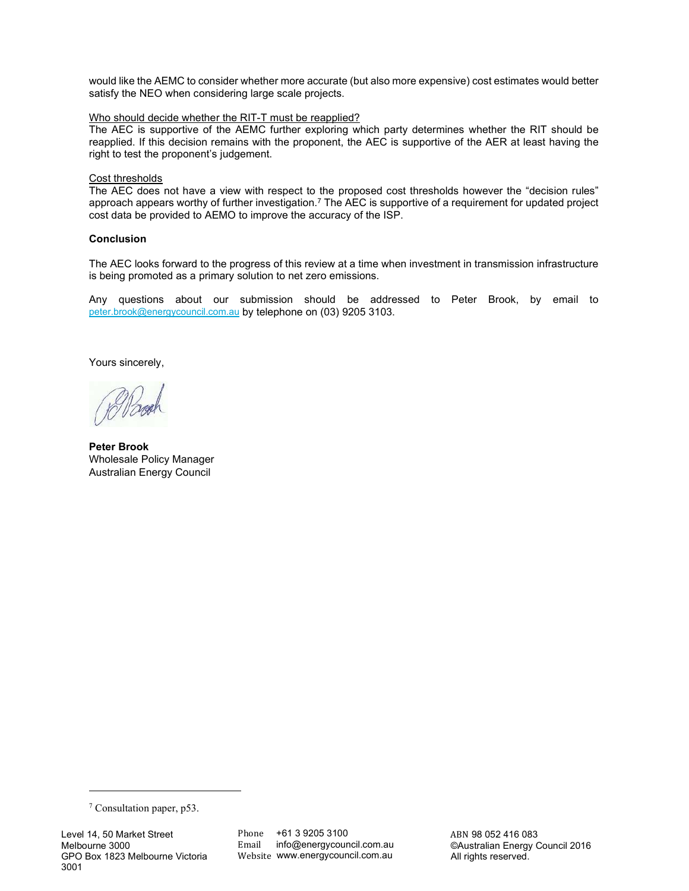would like the AEMC to consider whether more accurate (but also more expensive) cost estimates would better satisfy the NEO when considering large scale projects.

Who should decide whether the RIT-T must be reapplied?

The AEC is supportive of the AEMC further exploring which party determines whether the RIT should be reapplied. If this decision remains with the proponent, the AEC is supportive of the AER at least having the right to test the proponent's judgement.

Cost thresholds

The AEC does not have a view with respect to the proposed cost thresholds however the "decision rules" approach appears worthy of further investigation.[7] The AEC is supportive of a requirement for updated project cost data be provided to AEMO to improve the accuracy of the ISP.

**Conclusion**

The AEC looks forward to the progress of this review at a time when investment in transmission infrastructure is being promoted as a primary solution to net zero emissions.

Any questions about our submission should be addressed to Peter Brook, by email to peter.brook@energycouncil.com.au by telephone on (03) 9205 3103.

Yours sincerely,

**Peter Brook**
Wholesale Policy Manager
Australian Energy Council

[7] Consultation paper, p53.

Level 14, 50 Market Street
Melbourne 3000
GPO Box 1823 Melbourne Victoria 3001

Phone +61 3 9205 3100
Email info@energycouncil.com.au
Website www.energycouncil.com.au

ABN 98 052 416 083
©Australian Energy Council 2016
All rights reserved.